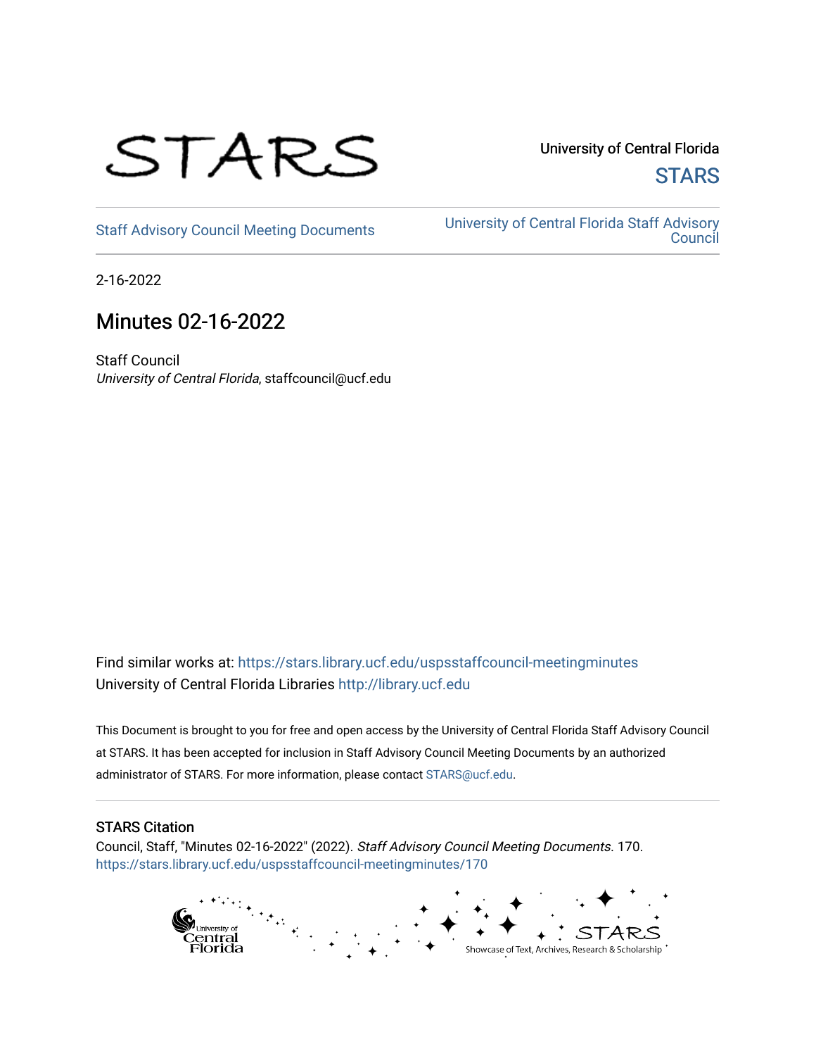University of Central Florida

STARS

Staff Advisory Council Meeting Documents

University of Central Florida Staff Advisory Council

2-16-2022

# Minutes 02-16-2022

Staff Council
*University of Central Florida*, staffcouncil@ucf.edu

Find similar works at: https://stars.library.ucf.edu/uspsstaffcouncil-meetingminutes
University of Central Florida Libraries http://library.ucf.edu

This Document is brought to you for free and open access by the University of Central Florida Staff Advisory Council at STARS. It has been accepted for inclusion in Staff Advisory Council Meeting Documents by an authorized administrator of STARS. For more information, please contact STARS@ucf.edu.

## STARS Citation

Council, Staff, "Minutes 02-16-2022" (2022). *Staff Advisory Council Meeting Documents*. 170.
https://stars.library.ucf.edu/uspsstaffcouncil-meetingminutes/170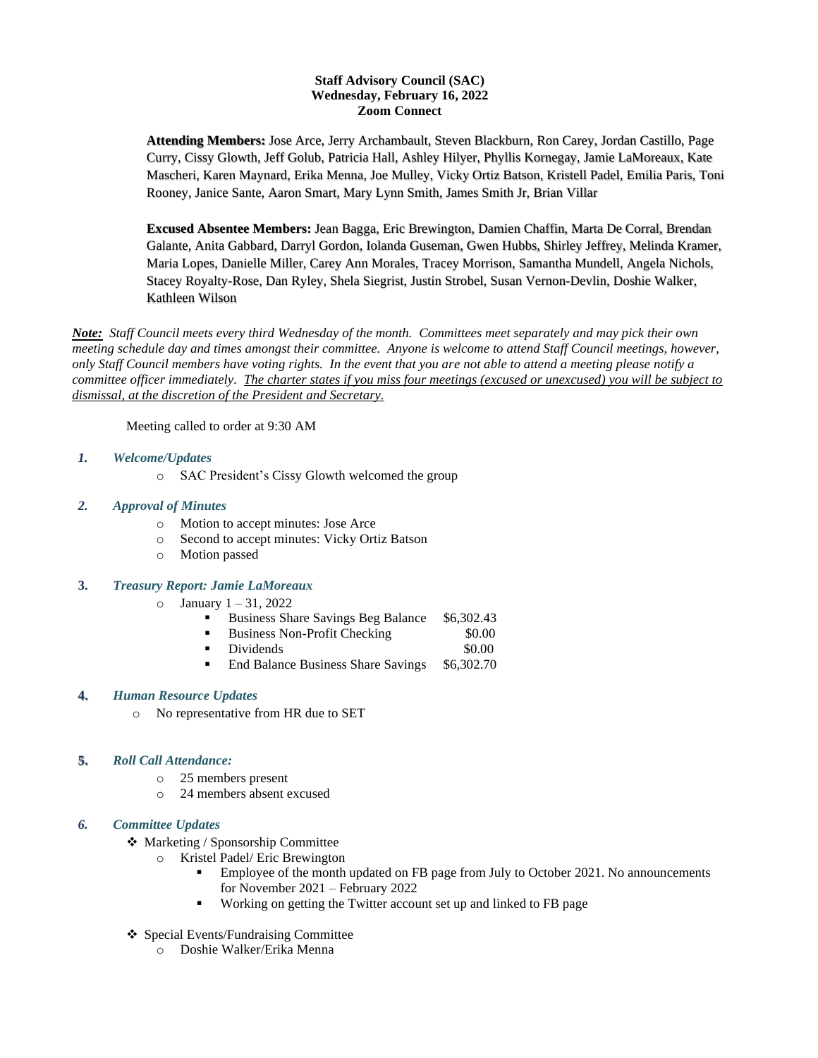**Staff Advisory Council (SAC)**
**Wednesday, February 16, 2022**
**Zoom Connect**

**Attending Members:** Jose Arce, Jerry Archambault, Steven Blackburn, Ron Carey, Jordan Castillo, Page Curry, Cissy Glowth, Jeff Golub, Patricia Hall, Ashley Hilyer, Phyllis Kornegay, Jamie LaMoreaux, Kate Mascheri, Karen Maynard, Erika Menna, Joe Mulley, Vicky Ortiz Batson, Kristell Padel, Emilia Paris, Toni Rooney, Janice Sante, Aaron Smart, Mary Lynn Smith, James Smith Jr, Brian Villar

**Excused Absentee Members:** Jean Bagga, Eric Brewington, Damien Chaffin, Marta De Corral, Brendan Galante, Anita Gabbard, Darryl Gordon, Iolanda Guseman, Gwen Hubbs, Shirley Jeffrey, Melinda Kramer, Maria Lopes, Danielle Miller, Carey Ann Morales, Tracey Morrison, Samantha Mundell, Angela Nichols, Stacey Royalty-Rose, Dan Ryley, Shela Siegrist, Justin Strobel, Susan Vernon-Devlin, Doshie Walker, Kathleen Wilson

***Note:*** *Staff Council meets every third Wednesday of the month. Committees meet separately and may pick their own meeting schedule day and times amongst their committee. Anyone is welcome to attend Staff Council meetings, however, only Staff Council members have voting rights. In the event that you are not able to attend a meeting please notify a committee officer immediately. The charter states if you miss four meetings (excused or unexcused) you will be subject to dismissal, at the discretion of the President and Secretary.*

Meeting called to order at 9:30 AM

1. ***Welcome/Updates***
   - SAC President's Cissy Glowth welcomed the group

2. ***Approval of Minutes***
   - Motion to accept minutes: Jose Arce
   - Second to accept minutes: Vicky Ortiz Batson
   - Motion passed

3. ***Treasury Report: Jamie LaMoreaux***
   - January 1 – 31, 2022
     - Business Share Savings Beg Balance $6,302.43
     - Business Non-Profit Checking $0.00
     - Dividends $0.00
     - End Balance Business Share Savings $6,302.70

4. ***Human Resource Updates***
   - No representative from HR due to SET

5. ***Roll Call Attendance:***
   - 25 members present
   - 24 members absent excused

6. ***Committee Updates***
   - Marketing / Sponsorship Committee
     - Kristel Padel/ Eric Brewington
       - Employee of the month updated on FB page from July to October 2021. No announcements for November 2021 – February 2022
       - Working on getting the Twitter account set up and linked to FB page
   - Special Events/Fundraising Committee
     - Doshie Walker/Erika Menna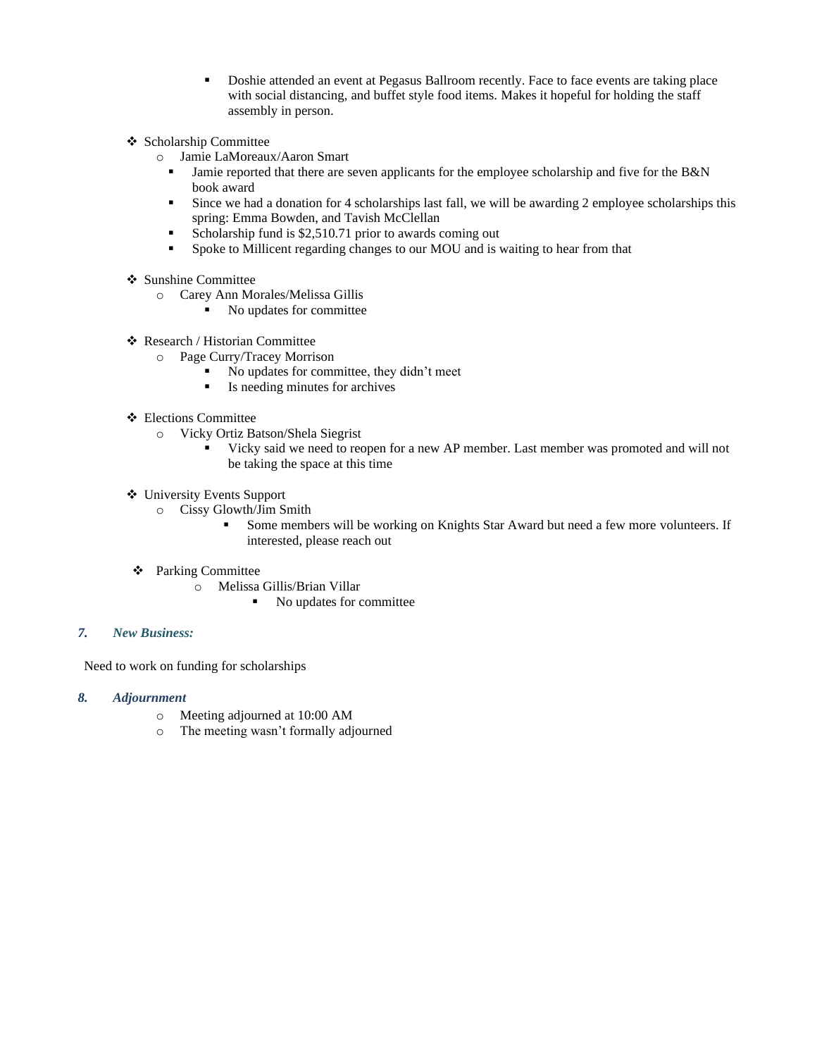- Doshie attended an event at Pegasus Ballroom recently. Face to face events are taking place with social distancing, and buffet style food items. Makes it hopeful for holding the staff assembly in person.

- Scholarship Committee
  - Jamie LaMoreaux/Aaron Smart
    - Jamie reported that there are seven applicants for the employee scholarship and five for the B&N book award
    - Since we had a donation for 4 scholarships last fall, we will be awarding 2 employee scholarships this spring: Emma Bowden, and Tavish McClellan
    - Scholarship fund is $2,510.71 prior to awards coming out
    - Spoke to Millicent regarding changes to our MOU and is waiting to hear from that

- Sunshine Committee
  - Carey Ann Morales/Melissa Gillis
    - No updates for committee

- Research / Historian Committee
  - Page Curry/Tracey Morrison
    - No updates for committee, they didn't meet
    - Is needing minutes for archives

- Elections Committee
  - Vicky Ortiz Batson/Shela Siegrist
    - Vicky said we need to reopen for a new AP member. Last member was promoted and will not be taking the space at this time

- University Events Support
  - Cissy Glowth/Jim Smith
    - Some members will be working on Knights Star Award but need a few more volunteers. If interested, please reach out

- Parking Committee
  - Melissa Gillis/Brian Villar
    - No updates for committee

## 7. *New Business:*

Need to work on funding for scholarships

## 8. *Adjournment*

- Meeting adjourned at 10:00 AM
- The meeting wasn't formally adjourned